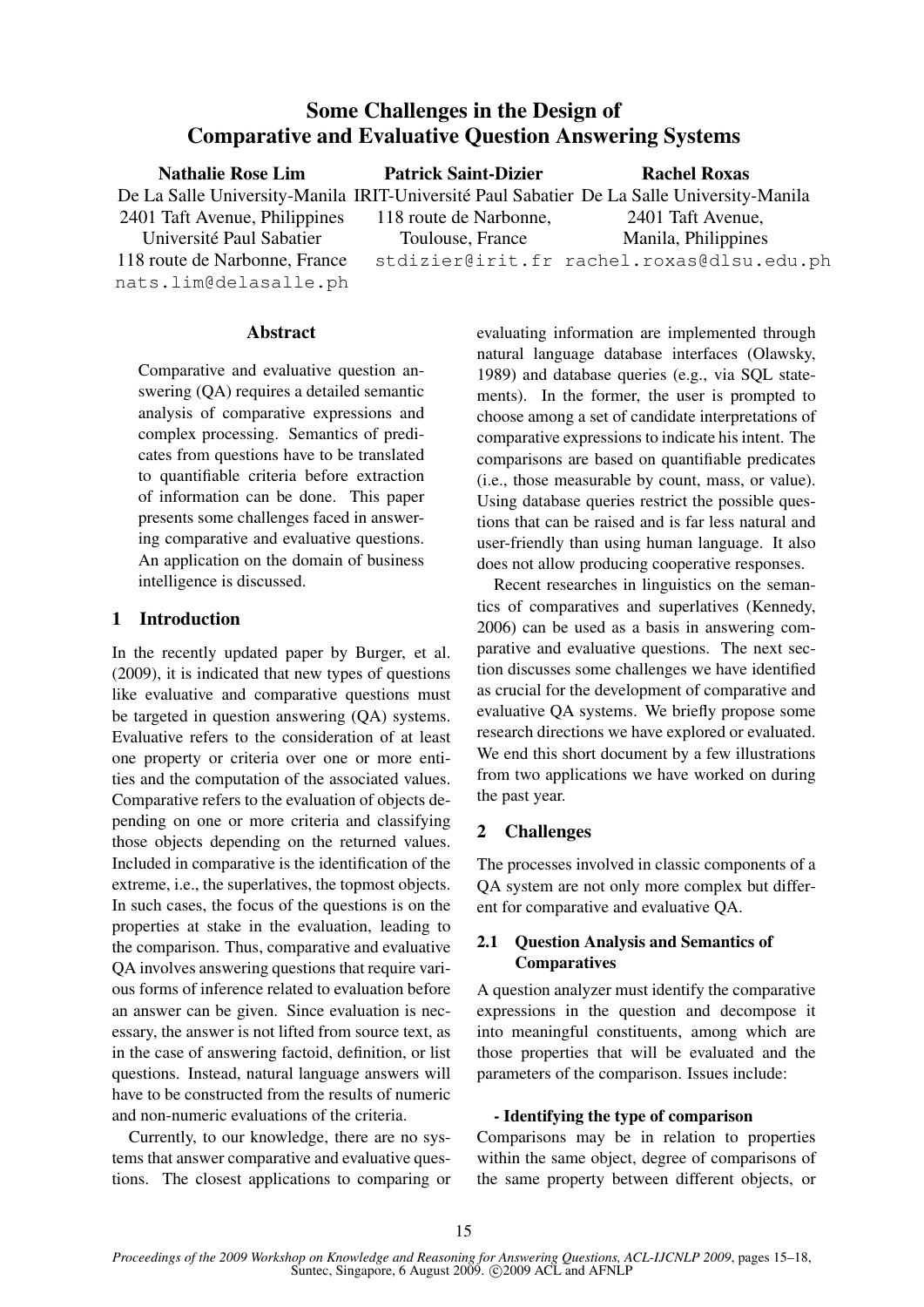# Some Challenges in the Design of Comparative and Evaluative Question Answering Systems

**Nathalie Rose Lim**
De La Salle University-Manila
2401 Taft Avenue, Philippines
Université Paul Sabatier
118 route de Narbonne, France
nats.lim@delasalle.ph

**Patrick Saint-Dizier**
IRIT-Université Paul Sabatier
118 route de Narbonne,
Toulouse, France
stdizier@irit.fr

**Rachel Roxas**
De La Salle University-Manila
2401 Taft Avenue,
Manila, Philippines
rachel.roxas@dlsu.edu.ph

## Abstract

Comparative and evaluative question answering (QA) requires a detailed semantic analysis of comparative expressions and complex processing. Semantics of predicates from questions have to be translated to quantifiable criteria before extraction of information can be done. This paper presents some challenges faced in answering comparative and evaluative questions. An application on the domain of business intelligence is discussed.

## 1 Introduction

In the recently updated paper by Burger, et al. (2009), it is indicated that new types of questions like evaluative and comparative questions must be targeted in question answering (QA) systems. Evaluative refers to the consideration of at least one property or criteria over one or more entities and the computation of the associated values. Comparative refers to the evaluation of objects depending on one or more criteria and classifying those objects depending on the returned values. Included in comparative is the identification of the extreme, i.e., the superlatives, the topmost objects. In such cases, the focus of the questions is on the properties at stake in the evaluation, leading to the comparison. Thus, comparative and evaluative QA involves answering questions that require various forms of inference related to evaluation before an answer can be given. Since evaluation is necessary, the answer is not lifted from source text, as in the case of answering factoid, definition, or list questions. Instead, natural language answers will have to be constructed from the results of numeric and non-numeric evaluations of the criteria.

Currently, to our knowledge, there are no systems that answer comparative and evaluative questions. The closest applications to comparing or evaluating information are implemented through natural language database interfaces (Olawsky, 1989) and database queries (e.g., via SQL statements). In the former, the user is prompted to choose among a set of candidate interpretations of comparative expressions to indicate his intent. The comparisons are based on quantifiable predicates (i.e., those measurable by count, mass, or value). Using database queries restrict the possible questions that can be raised and is far less natural and user-friendly than using human language. It also does not allow producing cooperative responses.

Recent researches in linguistics on the semantics of comparatives and superlatives (Kennedy, 2006) can be used as a basis in answering comparative and evaluative questions. The next section discusses some challenges we have identified as crucial for the development of comparative and evaluative QA systems. We briefly propose some research directions we have explored or evaluated. We end this short document by a few illustrations from two applications we have worked on during the past year.

## 2 Challenges

The processes involved in classic components of a QA system are not only more complex but different for comparative and evaluative QA.

### 2.1 Question Analysis and Semantics of Comparatives

A question analyzer must identify the comparative expressions in the question and decompose it into meaningful constituents, among which are those properties that will be evaluated and the parameters of the comparison. Issues include:

**- Identifying the type of comparison**

Comparisons may be in relation to properties within the same object, degree of comparisons of the same property between different objects, or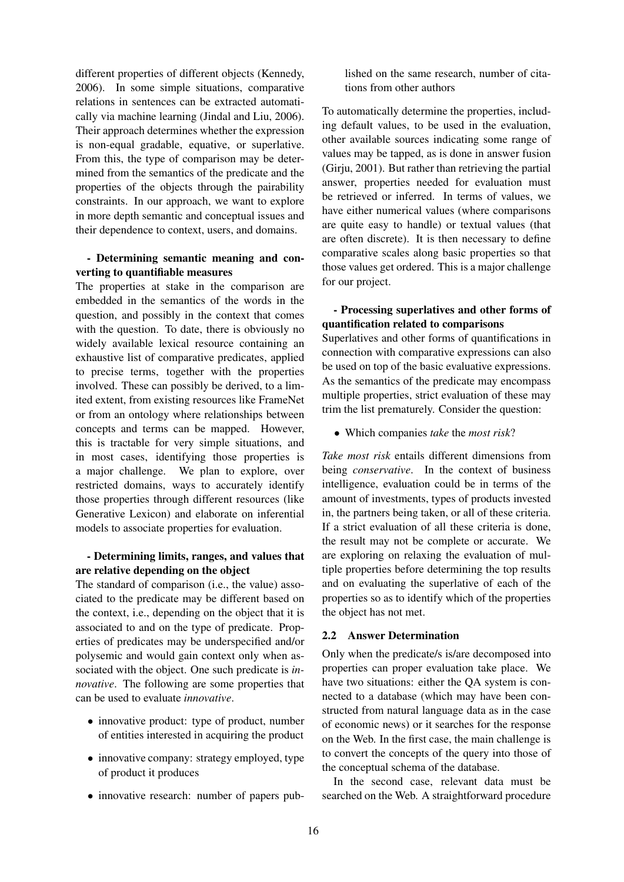different properties of different objects (Kennedy, 2006). In some simple situations, comparative relations in sentences can be extracted automatically via machine learning (Jindal and Liu, 2006). Their approach determines whether the expression is non-equal gradable, equative, or superlative. From this, the type of comparison may be determined from the semantics of the predicate and the properties of the objects through the pairability constraints. In our approach, we want to explore in more depth semantic and conceptual issues and their dependence to context, users, and domains.

**- Determining semantic meaning and converting to quantifiable measures**

The properties at stake in the comparison are embedded in the semantics of the words in the question, and possibly in the context that comes with the question. To date, there is obviously no widely available lexical resource containing an exhaustive list of comparative predicates, applied to precise terms, together with the properties involved. These can possibly be derived, to a limited extent, from existing resources like FrameNet or from an ontology where relationships between concepts and terms can be mapped. However, this is tractable for very simple situations, and in most cases, identifying those properties is a major challenge. We plan to explore, over restricted domains, ways to accurately identify those properties through different resources (like Generative Lexicon) and elaborate on inferential models to associate properties for evaluation.

**- Determining limits, ranges, and values that are relative depending on the object**

The standard of comparison (i.e., the value) associated to the predicate may be different based on the context, i.e., depending on the object that it is associated to and on the type of predicate. Properties of predicates may be underspecified and/or polysemic and would gain context only when associated with the object. One such predicate is *innovative*. The following are some properties that can be used to evaluate *innovative*.

- innovative product: type of product, number of entities interested in acquiring the product
- innovative company: strategy employed, type of product it produces
- innovative research: number of papers published on the same research, number of citations from other authors

To automatically determine the properties, including default values, to be used in the evaluation, other available sources indicating some range of values may be tapped, as is done in answer fusion (Girju, 2001). But rather than retrieving the partial answer, properties needed for evaluation must be retrieved or inferred. In terms of values, we have either numerical values (where comparisons are quite easy to handle) or textual values (that are often discrete). It is then necessary to define comparative scales along basic properties so that those values get ordered. This is a major challenge for our project.

**- Processing superlatives and other forms of quantification related to comparisons**

Superlatives and other forms of quantifications in connection with comparative expressions can also be used on top of the basic evaluative expressions. As the semantics of the predicate may encompass multiple properties, strict evaluation of these may trim the list prematurely. Consider the question:

- Which companies *take* the *most risk*?

*Take most risk* entails different dimensions from being *conservative*. In the context of business intelligence, evaluation could be in terms of the amount of investments, types of products invested in, the partners being taken, or all of these criteria. If a strict evaluation of all these criteria is done, the result may not be complete or accurate. We are exploring on relaxing the evaluation of multiple properties before determining the top results and on evaluating the superlative of each of the properties so as to identify which of the properties the object has not met.

### 2.2 Answer Determination

Only when the predicate/s is/are decomposed into properties can proper evaluation take place. We have two situations: either the QA system is connected to a database (which may have been constructed from natural language data as in the case of economic news) or it searches for the response on the Web. In the first case, the main challenge is to convert the concepts of the query into those of the conceptual schema of the database.

In the second case, relevant data must be searched on the Web. A straightforward procedure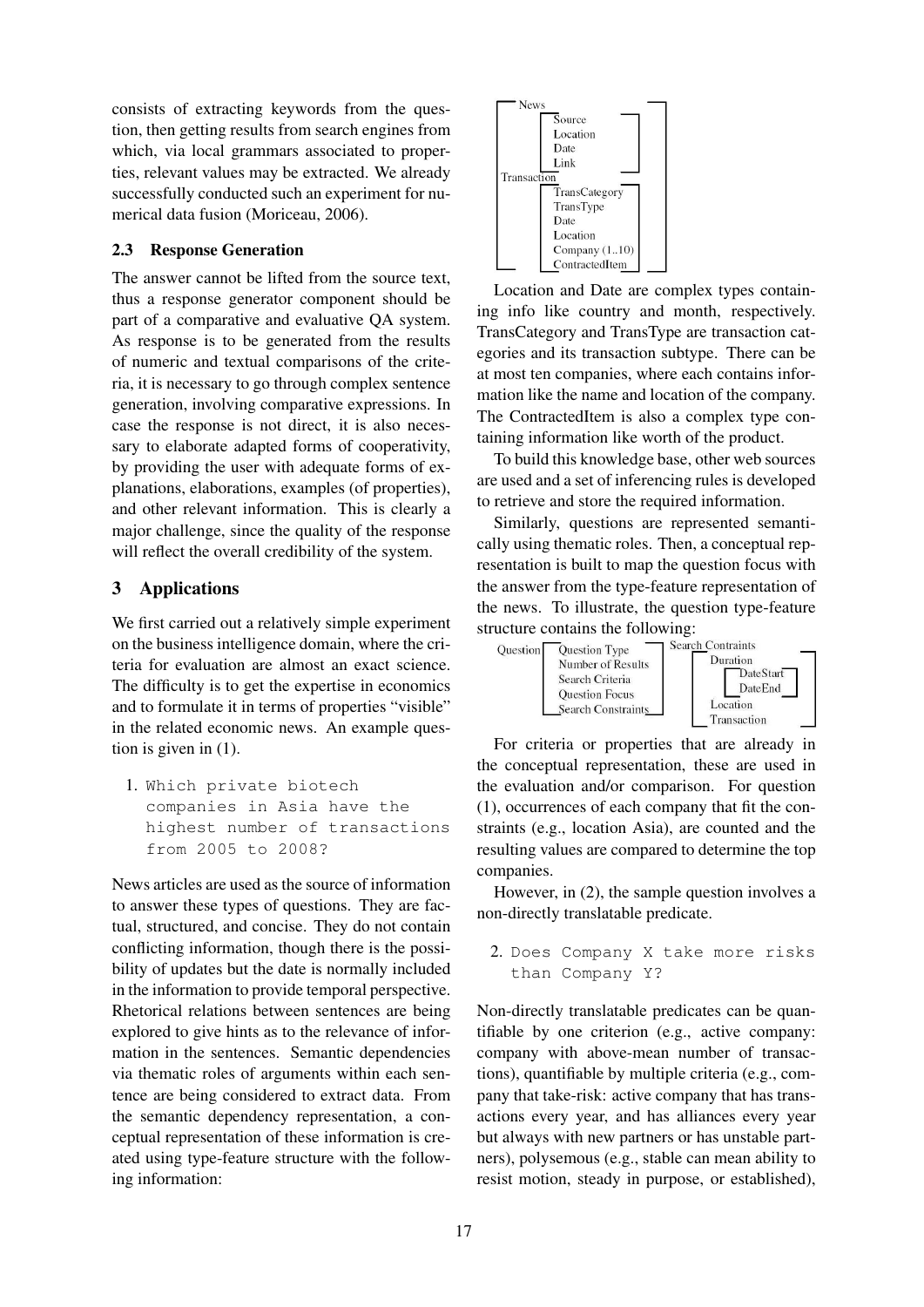consists of extracting keywords from the question, then getting results from search engines from which, via local grammars associated to properties, relevant values may be extracted. We already successfully conducted such an experiment for numerical data fusion (Moriceau, 2006).

### 2.3 Response Generation

The answer cannot be lifted from the source text, thus a response generator component should be part of a comparative and evaluative QA system. As response is to be generated from the results of numeric and textual comparisons of the criteria, it is necessary to go through complex sentence generation, involving comparative expressions. In case the response is not direct, it is also necessary to elaborate adapted forms of cooperativity, by providing the user with adequate forms of explanations, elaborations, examples (of properties), and other relevant information. This is clearly a major challenge, since the quality of the response will reflect the overall credibility of the system.

## 3 Applications

We first carried out a relatively simple experiment on the business intelligence domain, where the criteria for evaluation are almost an exact science. The difficulty is to get the expertise in economics and to formulate it in terms of properties "visible" in the related economic news. An example question is given in (1).

1. `Which private biotech companies in Asia have the highest number of transactions from 2005 to 2008?`

News articles are used as the source of information to answer these types of questions. They are factual, structured, and concise. They do not contain conflicting information, though there is the possibility of updates but the date is normally included in the information to provide temporal perspective. Rhetorical relations between sentences are being explored to give hints as to the relevance of information in the sentences. Semantic dependencies via thematic roles of arguments within each sentence are being considered to extract data. From the semantic dependency representation, a conceptual representation of these information is created using type-feature structure with the following information:

```
[ News        [ Source
                Location
                Date
                Link ]
  Transaction [ TransCategory
                TransType
                Date
                Location
                Company (1..10)
                ContractedItem ] ]
```

Location and Date are complex types containing info like country and month, respectively. TransCategory and TransType are transaction categories and its transaction subtype. There can be at most ten companies, where each contains information like the name and location of the company. The ContractedItem is also a complex type containing information like worth of the product.

To build this knowledge base, other web sources are used and a set of inferencing rules is developed to retrieve and store the required information.

Similarly, questions are represented semantically using thematic roles. Then, a conceptual representation is built to map the question focus with the answer from the type-feature representation of the news. To illustrate, the question type-feature structure contains the following:

```
Question [ Question Type         Search Contraints [ Duration [ DateStart
           Number of Results                                     DateEnd ]
           Search Criteria                           Location
           Question Focus                            Transaction ]
           Search Constraints ]
```

For criteria or properties that are already in the conceptual representation, these are used in the evaluation and/or comparison. For question (1), occurrences of each company that fit the constraints (e.g., location Asia), are counted and the resulting values are compared to determine the top companies.

However, in (2), the sample question involves a non-directly translatable predicate.

2. `Does Company X take more risks than Company Y?`

Non-directly translatable predicates can be quantifiable by one criterion (e.g., active company: company with above-mean number of transactions), quantifiable by multiple criteria (e.g., company that take-risk: active company that has transactions every year, and has alliances every year but always with new partners or has unstable partners), polysemous (e.g., stable can mean ability to resist motion, steady in purpose, or established),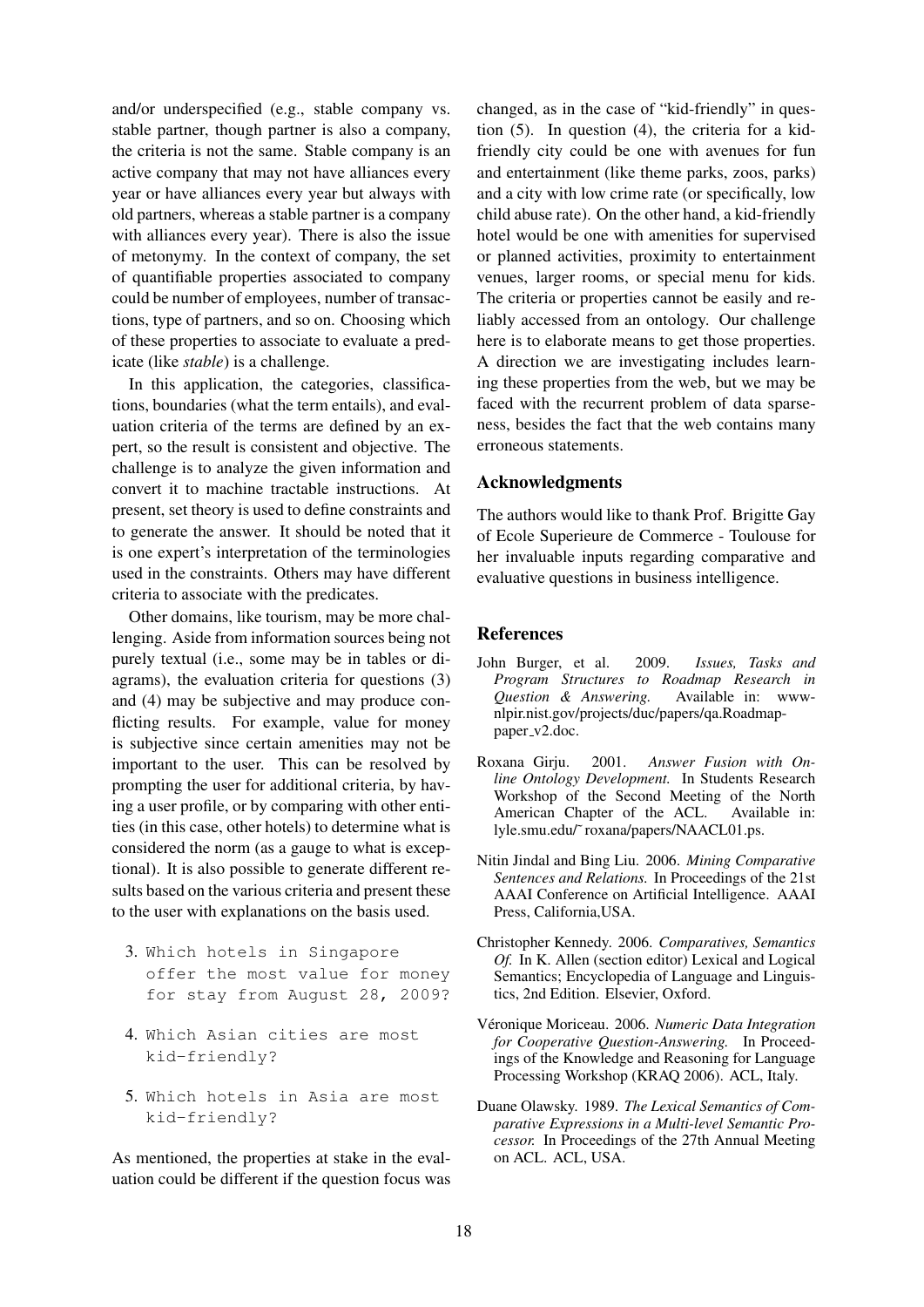and/or underspecified (e.g., stable company vs. stable partner, though partner is also a company, the criteria is not the same. Stable company is an active company that may not have alliances every year or have alliances every year but always with old partners, whereas a stable partner is a company with alliances every year). There is also the issue of metonymy. In the context of company, the set of quantifiable properties associated to company could be number of employees, number of transactions, type of partners, and so on. Choosing which of these properties to associate to evaluate a predicate (like *stable*) is a challenge.

In this application, the categories, classifications, boundaries (what the term entails), and evaluation criteria of the terms are defined by an expert, so the result is consistent and objective. The challenge is to analyze the given information and convert it to machine tractable instructions. At present, set theory is used to define constraints and to generate the answer. It should be noted that it is one expert's interpretation of the terminologies used in the constraints. Others may have different criteria to associate with the predicates.

Other domains, like tourism, may be more challenging. Aside from information sources being not purely textual (i.e., some may be in tables or diagrams), the evaluation criteria for questions (3) and (4) may be subjective and may produce conflicting results. For example, value for money is subjective since certain amenities may not be important to the user. This can be resolved by prompting the user for additional criteria, by having a user profile, or by comparing with other entities (in this case, other hotels) to determine what is considered the norm (as a gauge to what is exceptional). It is also possible to generate different results based on the various criteria and present these to the user with explanations on the basis used.

3. `Which hotels in Singapore offer the most value for money for stay from August 28, 2009?`

4. `Which Asian cities are most kid-friendly?`

5. `Which hotels in Asia are most kid-friendly?`

As mentioned, the properties at stake in the evaluation could be different if the question focus was changed, as in the case of "kid-friendly" in question (5). In question (4), the criteria for a kid-friendly city could be one with avenues for fun and entertainment (like theme parks, zoos, parks) and a city with low crime rate (or specifically, low child abuse rate). On the other hand, a kid-friendly hotel would be one with amenities for supervised or planned activities, proximity to entertainment venues, larger rooms, or special menu for kids. The criteria or properties cannot be easily and reliably accessed from an ontology. Our challenge here is to elaborate means to get those properties. A direction we are investigating includes learning these properties from the web, but we may be faced with the recurrent problem of data sparseness, besides the fact that the web contains many erroneous statements.

## Acknowledgments

The authors would like to thank Prof. Brigitte Gay of Ecole Superieure de Commerce - Toulouse for her invaluable inputs regarding comparative and evaluative questions in business intelligence.

## References

John Burger, et al. 2009. *Issues, Tasks and Program Structures to Roadmap Research in Question & Answering.* Available in: www-nlpir.nist.gov/projects/duc/papers/qa.Roadmap-paper_v2.doc.

Roxana Girju. 2001. *Answer Fusion with On-line Ontology Development.* In Students Research Workshop of the Second Meeting of the North American Chapter of the ACL. Available in: lyle.smu.edu/~roxana/papers/NAACL01.ps.

Nitin Jindal and Bing Liu. 2006. *Mining Comparative Sentences and Relations.* In Proceedings of the 21st AAAI Conference on Artificial Intelligence. AAAI Press, California,USA.

Christopher Kennedy. 2006. *Comparatives, Semantics Of.* In K. Allen (section editor) Lexical and Logical Semantics; Encyclopedia of Language and Linguistics, 2nd Edition. Elsevier, Oxford.

Véronique Moriceau. 2006. *Numeric Data Integration for Cooperative Question-Answering.* In Proceedings of the Knowledge and Reasoning for Language Processing Workshop (KRAQ 2006). ACL, Italy.

Duane Olawsky. 1989. *The Lexical Semantics of Comparative Expressions in a Multi-level Semantic Processor.* In Proceedings of the 27th Annual Meeting on ACL. ACL, USA.